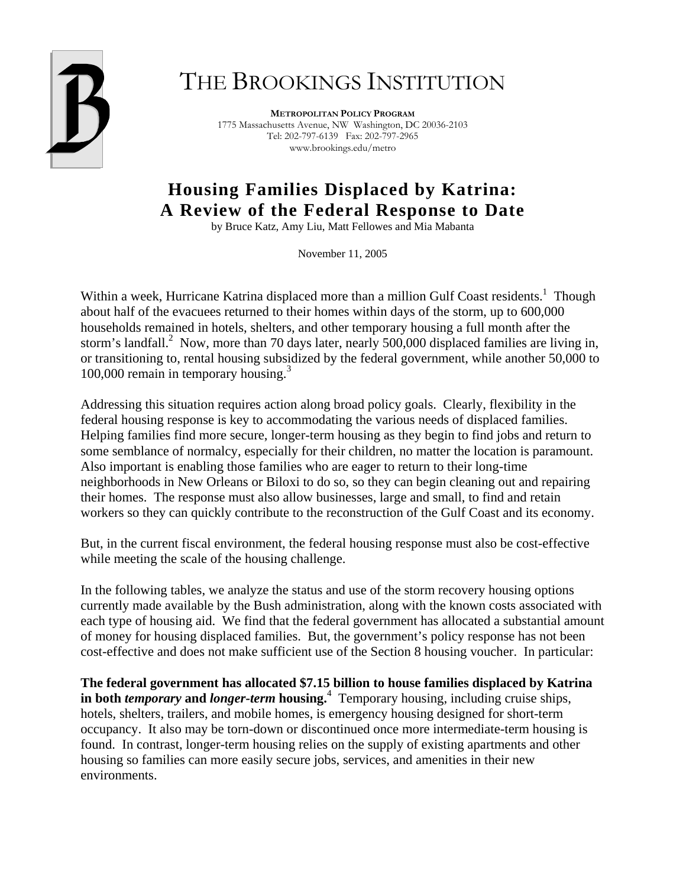# THE BROOKINGS INSTITUTION

**METROPOLITAN POLICY PROGRAM**
1775 Massachusetts Avenue, NW Washington, DC 20036-2103
Tel: 202-797-6139 Fax: 202-797-2965
www.brookings.edu/metro

## Housing Families Displaced by Katrina: A Review of the Federal Response to Date

by Bruce Katz, Amy Liu, Matt Fellowes and Mia Mabanta

November 11, 2005

Within a week, Hurricane Katrina displaced more than a million Gulf Coast residents.[1] Though about half of the evacuees returned to their homes within days of the storm, up to 600,000 households remained in hotels, shelters, and other temporary housing a full month after the storm's landfall.[2] Now, more than 70 days later, nearly 500,000 displaced families are living in, or transitioning to, rental housing subsidized by the federal government, while another 50,000 to 100,000 remain in temporary housing.[3]

Addressing this situation requires action along broad policy goals. Clearly, flexibility in the federal housing response is key to accommodating the various needs of displaced families. Helping families find more secure, longer-term housing as they begin to find jobs and return to some semblance of normalcy, especially for their children, no matter the location is paramount. Also important is enabling those families who are eager to return to their long-time neighborhoods in New Orleans or Biloxi to do so, so they can begin cleaning out and repairing their homes. The response must also allow businesses, large and small, to find and retain workers so they can quickly contribute to the reconstruction of the Gulf Coast and its economy.

But, in the current fiscal environment, the federal housing response must also be cost-effective while meeting the scale of the housing challenge.

In the following tables, we analyze the status and use of the storm recovery housing options currently made available by the Bush administration, along with the known costs associated with each type of housing aid. We find that the federal government has allocated a substantial amount of money for housing displaced families. But, the government's policy response has not been cost-effective and does not make sufficient use of the Section 8 housing voucher. In particular:

**The federal government has allocated $7.15 billion to house families displaced by Katrina in both *temporary* and *longer-term* housing.**[4] Temporary housing, including cruise ships, hotels, shelters, trailers, and mobile homes, is emergency housing designed for short-term occupancy. It also may be torn-down or discontinued once more intermediate-term housing is found. In contrast, longer-term housing relies on the supply of existing apartments and other housing so families can more easily secure jobs, services, and amenities in their new environments.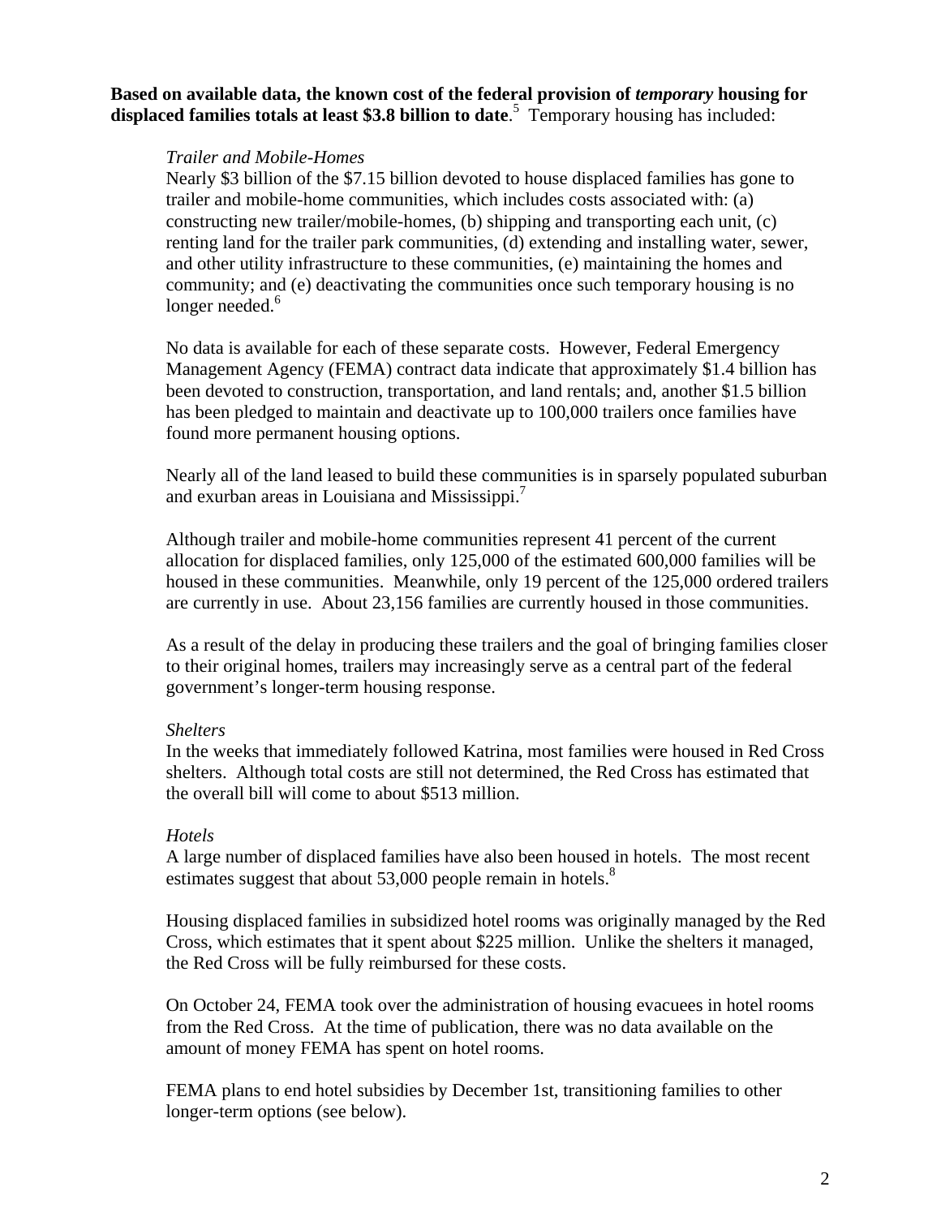**Based on available data, the known cost of the federal provision of *temporary* housing for displaced families totals at least $3.8 billion to date**.[5] Temporary housing has included:

*Trailer and Mobile-Homes*

Nearly $3 billion of the $7.15 billion devoted to house displaced families has gone to trailer and mobile-home communities, which includes costs associated with: (a) constructing new trailer/mobile-homes, (b) shipping and transporting each unit, (c) renting land for the trailer park communities, (d) extending and installing water, sewer, and other utility infrastructure to these communities, (e) maintaining the homes and community; and (e) deactivating the communities once such temporary housing is no longer needed.[6]

No data is available for each of these separate costs. However, Federal Emergency Management Agency (FEMA) contract data indicate that approximately $1.4 billion has been devoted to construction, transportation, and land rentals; and, another $1.5 billion has been pledged to maintain and deactivate up to 100,000 trailers once families have found more permanent housing options.

Nearly all of the land leased to build these communities is in sparsely populated suburban and exurban areas in Louisiana and Mississippi.[7]

Although trailer and mobile-home communities represent 41 percent of the current allocation for displaced families, only 125,000 of the estimated 600,000 families will be housed in these communities. Meanwhile, only 19 percent of the 125,000 ordered trailers are currently in use. About 23,156 families are currently housed in those communities.

As a result of the delay in producing these trailers and the goal of bringing families closer to their original homes, trailers may increasingly serve as a central part of the federal government's longer-term housing response.

*Shelters*

In the weeks that immediately followed Katrina, most families were housed in Red Cross shelters. Although total costs are still not determined, the Red Cross has estimated that the overall bill will come to about $513 million.

*Hotels*

A large number of displaced families have also been housed in hotels. The most recent estimates suggest that about 53,000 people remain in hotels.[8]

Housing displaced families in subsidized hotel rooms was originally managed by the Red Cross, which estimates that it spent about $225 million. Unlike the shelters it managed, the Red Cross will be fully reimbursed for these costs.

On October 24, FEMA took over the administration of housing evacuees in hotel rooms from the Red Cross. At the time of publication, there was no data available on the amount of money FEMA has spent on hotel rooms.

FEMA plans to end hotel subsidies by December 1st, transitioning families to other longer-term options (see below).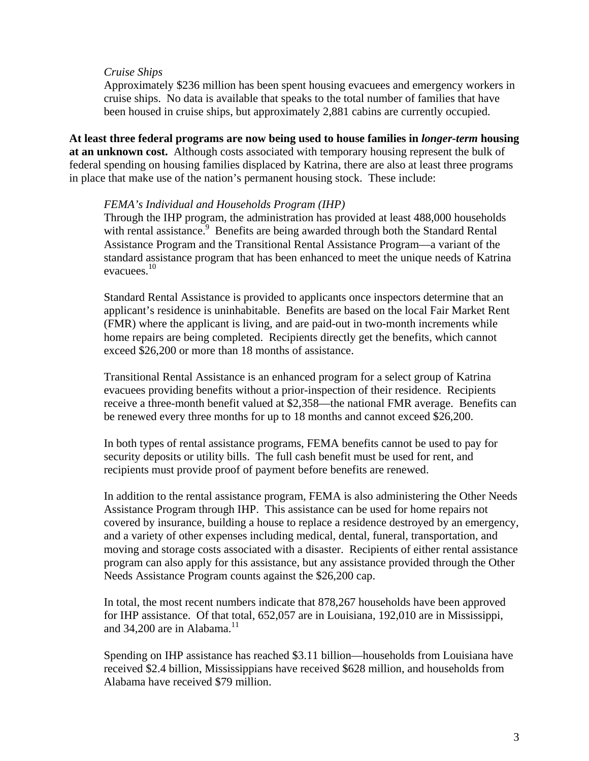*Cruise Ships*

Approximately $236 million has been spent housing evacuees and emergency workers in cruise ships. No data is available that speaks to the total number of families that have been housed in cruise ships, but approximately 2,881 cabins are currently occupied.

**At least three federal programs are now being used to house families in *longer-term* housing at an unknown cost.** Although costs associated with temporary housing represent the bulk of federal spending on housing families displaced by Katrina, there are also at least three programs in place that make use of the nation's permanent housing stock. These include:

*FEMA's Individual and Households Program (IHP)*

Through the IHP program, the administration has provided at least 488,000 households with rental assistance.[9] Benefits are being awarded through both the Standard Rental Assistance Program and the Transitional Rental Assistance Program—a variant of the standard assistance program that has been enhanced to meet the unique needs of Katrina evacuees.[10]

Standard Rental Assistance is provided to applicants once inspectors determine that an applicant's residence is uninhabitable. Benefits are based on the local Fair Market Rent (FMR) where the applicant is living, and are paid-out in two-month increments while home repairs are being completed. Recipients directly get the benefits, which cannot exceed $26,200 or more than 18 months of assistance.

Transitional Rental Assistance is an enhanced program for a select group of Katrina evacuees providing benefits without a prior-inspection of their residence. Recipients receive a three-month benefit valued at $2,358—the national FMR average. Benefits can be renewed every three months for up to 18 months and cannot exceed $26,200.

In both types of rental assistance programs, FEMA benefits cannot be used to pay for security deposits or utility bills. The full cash benefit must be used for rent, and recipients must provide proof of payment before benefits are renewed.

In addition to the rental assistance program, FEMA is also administering the Other Needs Assistance Program through IHP. This assistance can be used for home repairs not covered by insurance, building a house to replace a residence destroyed by an emergency, and a variety of other expenses including medical, dental, funeral, transportation, and moving and storage costs associated with a disaster. Recipients of either rental assistance program can also apply for this assistance, but any assistance provided through the Other Needs Assistance Program counts against the $26,200 cap.

In total, the most recent numbers indicate that 878,267 households have been approved for IHP assistance. Of that total, 652,057 are in Louisiana, 192,010 are in Mississippi, and 34,200 are in Alabama.[11]

Spending on IHP assistance has reached $3.11 billion—households from Louisiana have received $2.4 billion, Mississippians have received $628 million, and households from Alabama have received $79 million.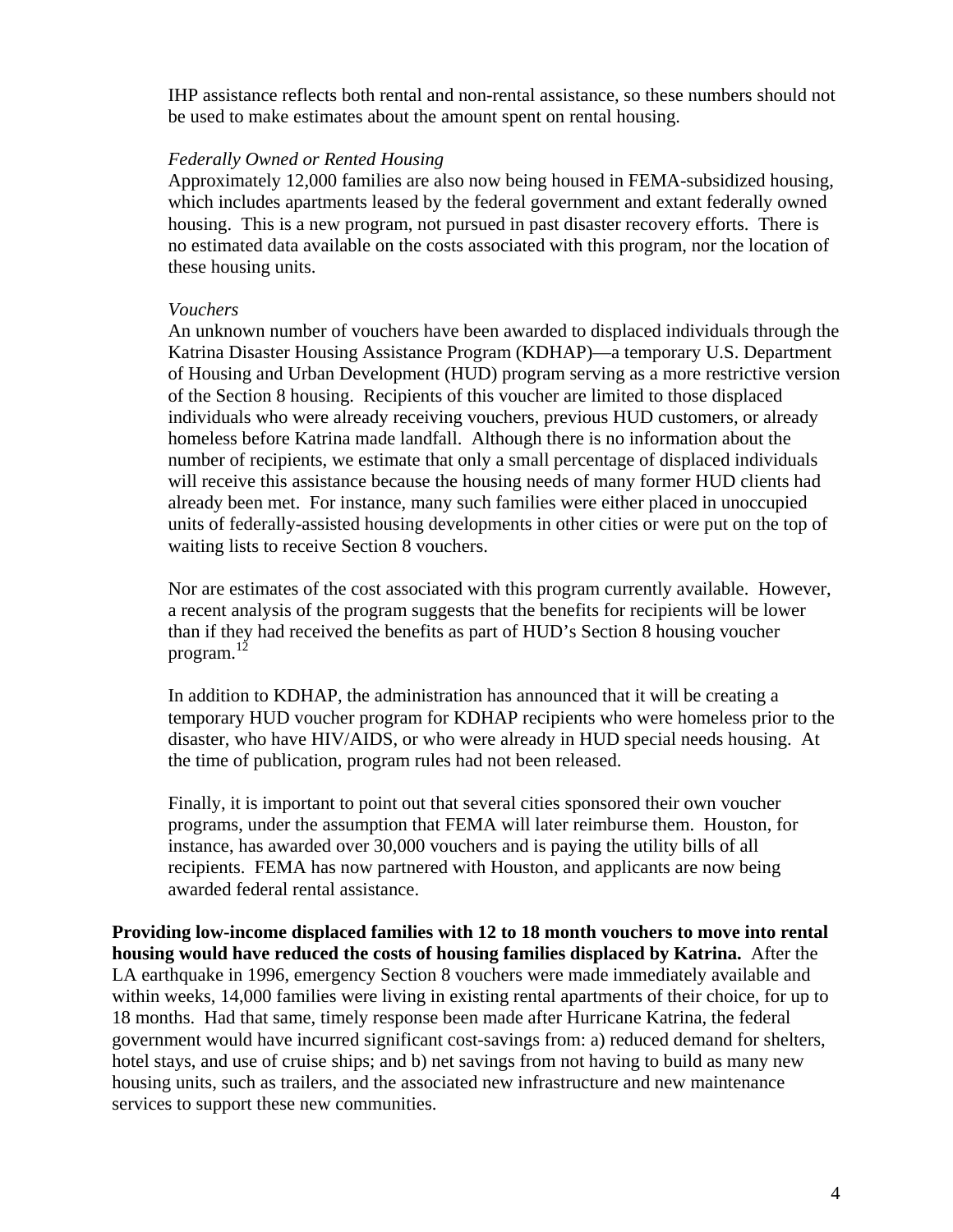IHP assistance reflects both rental and non-rental assistance, so these numbers should not be used to make estimates about the amount spent on rental housing.

*Federally Owned or Rented Housing*

Approximately 12,000 families are also now being housed in FEMA-subsidized housing, which includes apartments leased by the federal government and extant federally owned housing. This is a new program, not pursued in past disaster recovery efforts. There is no estimated data available on the costs associated with this program, nor the location of these housing units.

*Vouchers*

An unknown number of vouchers have been awarded to displaced individuals through the Katrina Disaster Housing Assistance Program (KDHAP)—a temporary U.S. Department of Housing and Urban Development (HUD) program serving as a more restrictive version of the Section 8 housing. Recipients of this voucher are limited to those displaced individuals who were already receiving vouchers, previous HUD customers, or already homeless before Katrina made landfall. Although there is no information about the number of recipients, we estimate that only a small percentage of displaced individuals will receive this assistance because the housing needs of many former HUD clients had already been met. For instance, many such families were either placed in unoccupied units of federally-assisted housing developments in other cities or were put on the top of waiting lists to receive Section 8 vouchers.

Nor are estimates of the cost associated with this program currently available. However, a recent analysis of the program suggests that the benefits for recipients will be lower than if they had received the benefits as part of HUD's Section 8 housing voucher program.[12]

In addition to KDHAP, the administration has announced that it will be creating a temporary HUD voucher program for KDHAP recipients who were homeless prior to the disaster, who have HIV/AIDS, or who were already in HUD special needs housing. At the time of publication, program rules had not been released.

Finally, it is important to point out that several cities sponsored their own voucher programs, under the assumption that FEMA will later reimburse them. Houston, for instance, has awarded over 30,000 vouchers and is paying the utility bills of all recipients. FEMA has now partnered with Houston, and applicants are now being awarded federal rental assistance.

**Providing low-income displaced families with 12 to 18 month vouchers to move into rental housing would have reduced the costs of housing families displaced by Katrina.** After the LA earthquake in 1996, emergency Section 8 vouchers were made immediately available and within weeks, 14,000 families were living in existing rental apartments of their choice, for up to 18 months. Had that same, timely response been made after Hurricane Katrina, the federal government would have incurred significant cost-savings from: a) reduced demand for shelters, hotel stays, and use of cruise ships; and b) net savings from not having to build as many new housing units, such as trailers, and the associated new infrastructure and new maintenance services to support these new communities.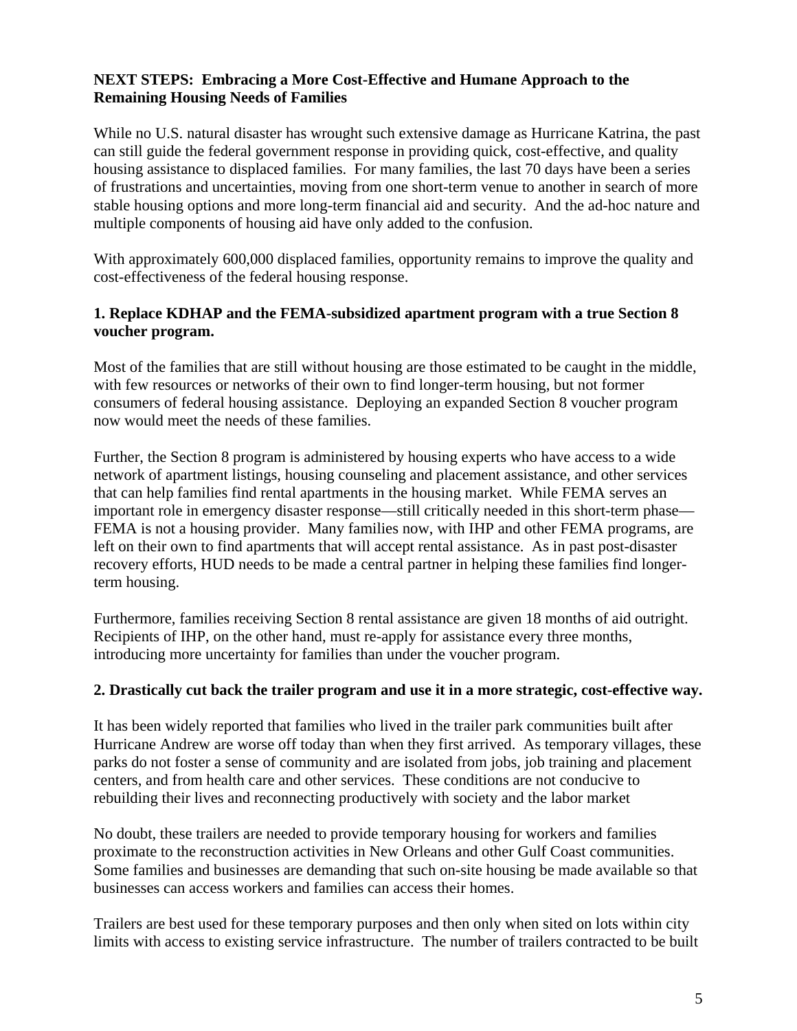**NEXT STEPS: Embracing a More Cost-Effective and Humane Approach to the Remaining Housing Needs of Families**

While no U.S. natural disaster has wrought such extensive damage as Hurricane Katrina, the past can still guide the federal government response in providing quick, cost-effective, and quality housing assistance to displaced families. For many families, the last 70 days have been a series of frustrations and uncertainties, moving from one short-term venue to another in search of more stable housing options and more long-term financial aid and security. And the ad-hoc nature and multiple components of housing aid have only added to the confusion.

With approximately 600,000 displaced families, opportunity remains to improve the quality and cost-effectiveness of the federal housing response.

**1. Replace KDHAP and the FEMA-subsidized apartment program with a true Section 8 voucher program.**

Most of the families that are still without housing are those estimated to be caught in the middle, with few resources or networks of their own to find longer-term housing, but not former consumers of federal housing assistance. Deploying an expanded Section 8 voucher program now would meet the needs of these families.

Further, the Section 8 program is administered by housing experts who have access to a wide network of apartment listings, housing counseling and placement assistance, and other services that can help families find rental apartments in the housing market. While FEMA serves an important role in emergency disaster response—still critically needed in this short-term phase—FEMA is not a housing provider. Many families now, with IHP and other FEMA programs, are left on their own to find apartments that will accept rental assistance. As in past post-disaster recovery efforts, HUD needs to be made a central partner in helping these families find longer-term housing.

Furthermore, families receiving Section 8 rental assistance are given 18 months of aid outright. Recipients of IHP, on the other hand, must re-apply for assistance every three months, introducing more uncertainty for families than under the voucher program.

**2. Drastically cut back the trailer program and use it in a more strategic, cost-effective way.**

It has been widely reported that families who lived in the trailer park communities built after Hurricane Andrew are worse off today than when they first arrived. As temporary villages, these parks do not foster a sense of community and are isolated from jobs, job training and placement centers, and from health care and other services. These conditions are not conducive to rebuilding their lives and reconnecting productively with society and the labor market

No doubt, these trailers are needed to provide temporary housing for workers and families proximate to the reconstruction activities in New Orleans and other Gulf Coast communities. Some families and businesses are demanding that such on-site housing be made available so that businesses can access workers and families can access their homes.

Trailers are best used for these temporary purposes and then only when sited on lots within city limits with access to existing service infrastructure. The number of trailers contracted to be built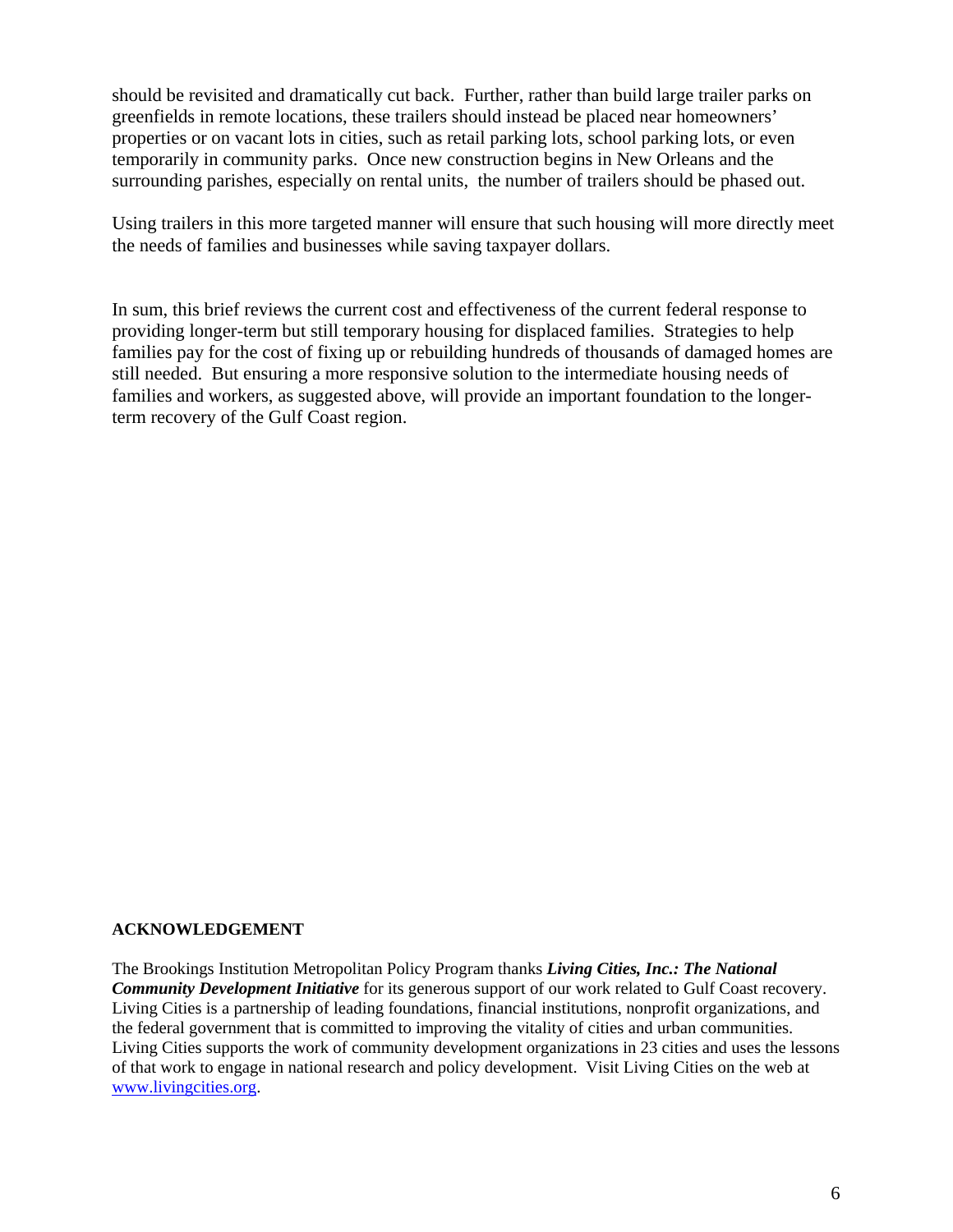should be revisited and dramatically cut back. Further, rather than build large trailer parks on greenfields in remote locations, these trailers should instead be placed near homeowners' properties or on vacant lots in cities, such as retail parking lots, school parking lots, or even temporarily in community parks. Once new construction begins in New Orleans and the surrounding parishes, especially on rental units, the number of trailers should be phased out.

Using trailers in this more targeted manner will ensure that such housing will more directly meet the needs of families and businesses while saving taxpayer dollars.

In sum, this brief reviews the current cost and effectiveness of the current federal response to providing longer-term but still temporary housing for displaced families. Strategies to help families pay for the cost of fixing up or rebuilding hundreds of thousands of damaged homes are still needed. But ensuring a more responsive solution to the intermediate housing needs of families and workers, as suggested above, will provide an important foundation to the longer-term recovery of the Gulf Coast region.

**ACKNOWLEDGEMENT**

The Brookings Institution Metropolitan Policy Program thanks ***Living Cities, Inc.: The National Community Development Initiative*** for its generous support of our work related to Gulf Coast recovery. Living Cities is a partnership of leading foundations, financial institutions, nonprofit organizations, and the federal government that is committed to improving the vitality of cities and urban communities. Living Cities supports the work of community development organizations in 23 cities and uses the lessons of that work to engage in national research and policy development. Visit Living Cities on the web at [www.livingcities.org](http://www.livingcities.org).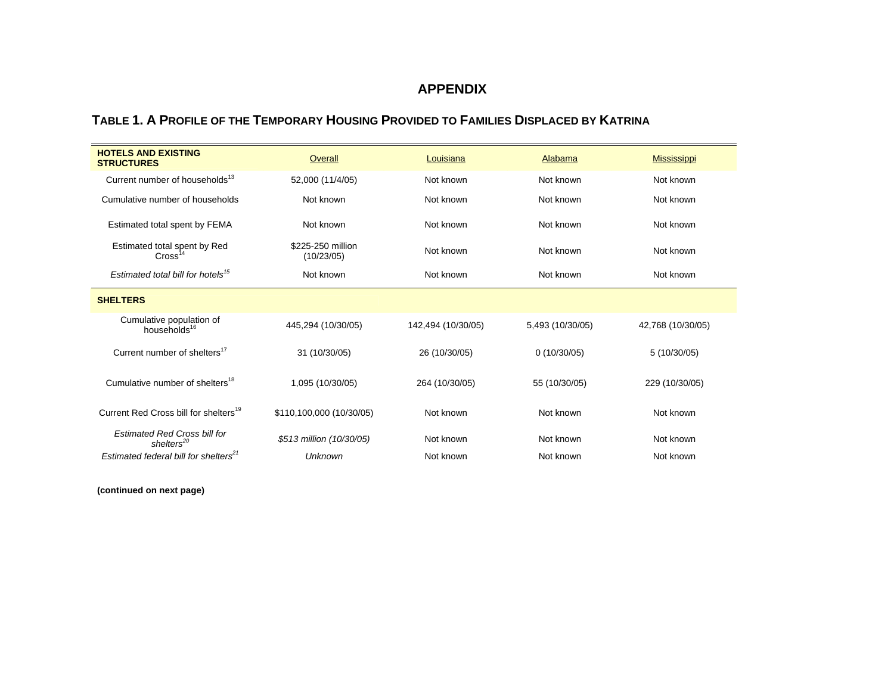# APPENDIX

## Table 1. A Profile of the Temporary Housing Provided to Families Displaced by Katrina

| **HOTELS AND EXISTING STRUCTURES** | Overall | Louisiana | Alabama | Mississippi |
|---|---|---|---|---|
| Current number of households[13] | 52,000 (11/4/05) | Not known | Not known | Not known |
| Cumulative number of households | Not known | Not known | Not known | Not known |
| Estimated total spent by FEMA | Not known | Not known | Not known | Not known |
| Estimated total spent by Red Cross[14] | $225-250 million (10/23/05) | Not known | Not known | Not known |
| *Estimated total bill for hotels[15]* | Not known | Not known | Not known | Not known |
| **SHELTERS** | | | | |
| Cumulative population of households[16] | 445,294 (10/30/05) | 142,494 (10/30/05) | 5,493 (10/30/05) | 42,768 (10/30/05) |
| Current number of shelters[17] | 31 (10/30/05) | 26 (10/30/05) | 0 (10/30/05) | 5 (10/30/05) |
| Cumulative number of shelters[18] | 1,095 (10/30/05) | 264 (10/30/05) | 55 (10/30/05) | 229 (10/30/05) |
| Current Red Cross bill for shelters[19] | $110,100,000 (10/30/05) | Not known | Not known | Not known |
| *Estimated Red Cross bill for shelters[20]* | *$513 million (10/30/05)* | Not known | Not known | Not known |
| *Estimated federal bill for shelters[21]* | *Unknown* | Not known | Not known | Not known |

**(continued on next page)**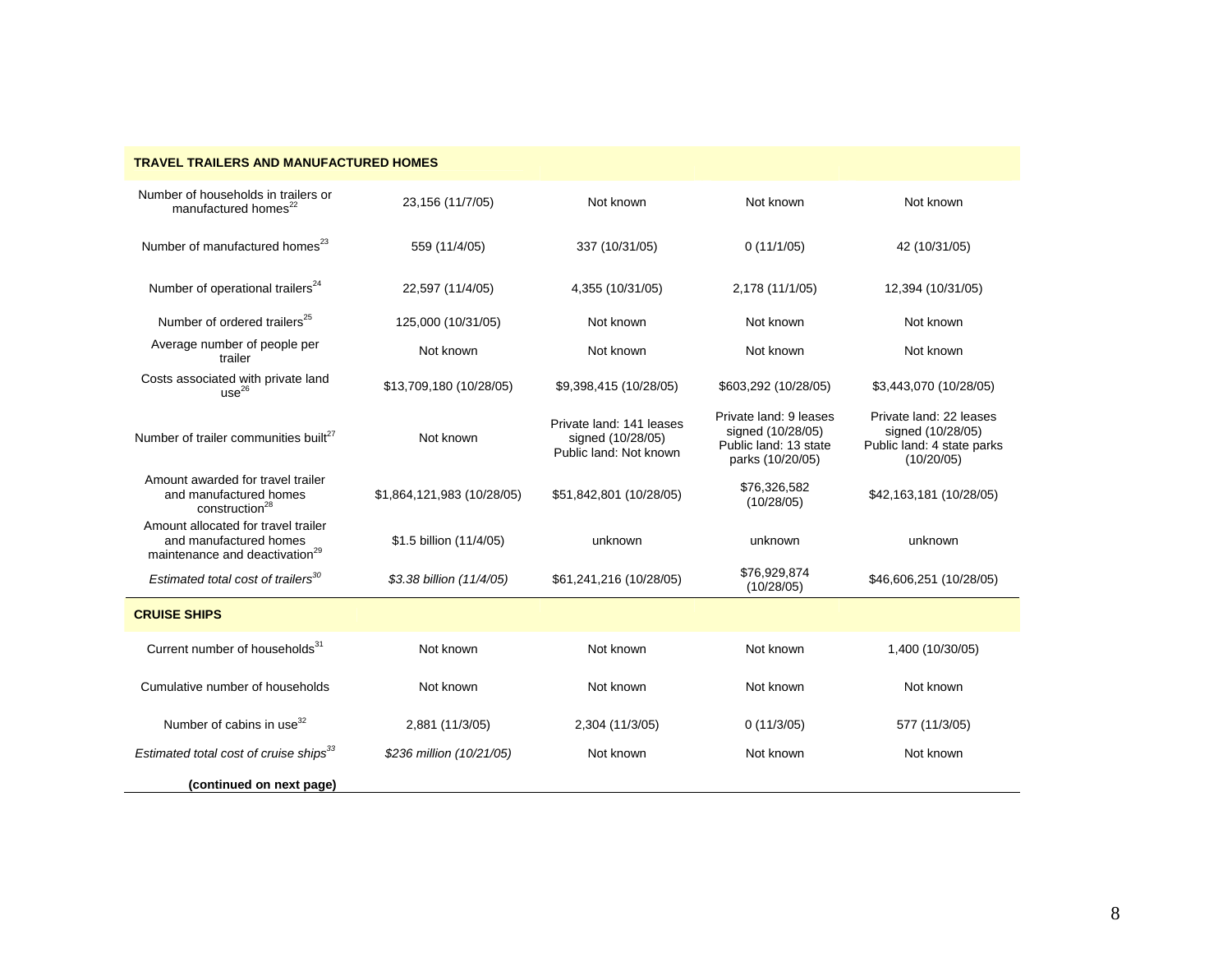| | | | | |
|---|---|---|---|---|
| **TRAVEL TRAILERS AND MANUFACTURED HOMES** | | | | |
| Number of households in trailers or manufactured homes[22] | 23,156 (11/7/05) | Not known | Not known | Not known |
| Number of manufactured homes[23] | 559 (11/4/05) | 337 (10/31/05) | 0 (11/1/05) | 42 (10/31/05) |
| Number of operational trailers[24] | 22,597 (11/4/05) | 4,355 (10/31/05) | 2,178 (11/1/05) | 12,394 (10/31/05) |
| Number of ordered trailers[25] | 125,000 (10/31/05) | Not known | Not known | Not known |
| Average number of people per trailer | Not known | Not known | Not known | Not known |
| Costs associated with private land use[26] | $13,709,180 (10/28/05) | $9,398,415 (10/28/05) | $603,292 (10/28/05) | $3,443,070 (10/28/05) |
| Number of trailer communities built[27] | Not known | Private land: 141 leases signed (10/28/05) Public land: Not known | Private land: 9 leases signed (10/28/05) Public land: 13 state parks (10/20/05) | Private land: 22 leases signed (10/28/05) Public land: 4 state parks (10/20/05) |
| Amount awarded for travel trailer and manufactured homes construction[28] | $1,864,121,983 (10/28/05) | $51,842,801 (10/28/05) | $76,326,582 (10/28/05) | $42,163,181 (10/28/05) |
| Amount allocated for travel trailer and manufactured homes maintenance and deactivation[29] | $1.5 billion (11/4/05) | unknown | unknown | unknown |
| *Estimated total cost of trailers[30]* | *$3.38 billion (11/4/05)* | $61,241,216 (10/28/05) | $76,929,874 (10/28/05) | $46,606,251 (10/28/05) |
| **CRUISE SHIPS** | | | | |
| Current number of households[31] | Not known | Not known | Not known | 1,400 (10/30/05) |
| Cumulative number of households | Not known | Not known | Not known | Not known |
| Number of cabins in use[32] | 2,881 (11/3/05) | 2,304 (11/3/05) | 0 (11/3/05) | 577 (11/3/05) |
| *Estimated total cost of cruise ships[33]* | *$236 million (10/21/05)* | Not known | Not known | Not known |

**(continued on next page)**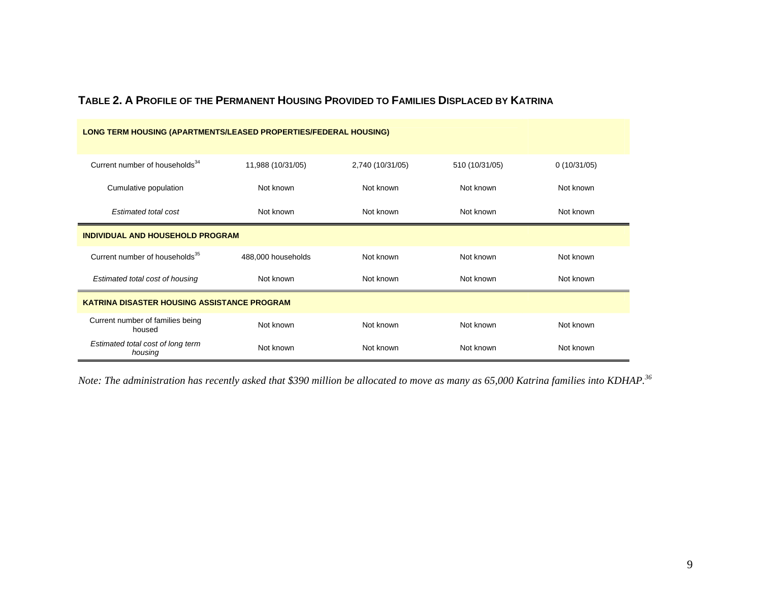### TABLE 2. A PROFILE OF THE PERMANENT HOUSING PROVIDED TO FAMILIES DISPLACED BY KATRINA

| **LONG TERM HOUSING (APARTMENTS/LEASED PROPERTIES/FEDERAL HOUSING)** | | | | |
|---|---|---|---|---|
| Current number of households[34] | 11,988 (10/31/05) | 2,740 (10/31/05) | 510 (10/31/05) | 0 (10/31/05) |
| Cumulative population | Not known | Not known | Not known | Not known |
| *Estimated total cost* | Not known | Not known | Not known | Not known |
| **INDIVIDUAL AND HOUSEHOLD PROGRAM** | | | | |
| Current number of households[35] | 488,000 households | Not known | Not known | Not known |
| *Estimated total cost of housing* | Not known | Not known | Not known | Not known |
| **KATRINA DISASTER HOUSING ASSISTANCE PROGRAM** | | | | |
| Current number of families being housed | Not known | Not known | Not known | Not known |
| *Estimated total cost of long term housing* | Not known | Not known | Not known | Not known |

*Note: The administration has recently asked that $390 million be allocated to move as many as 65,000 Katrina families into KDHAP.*[36]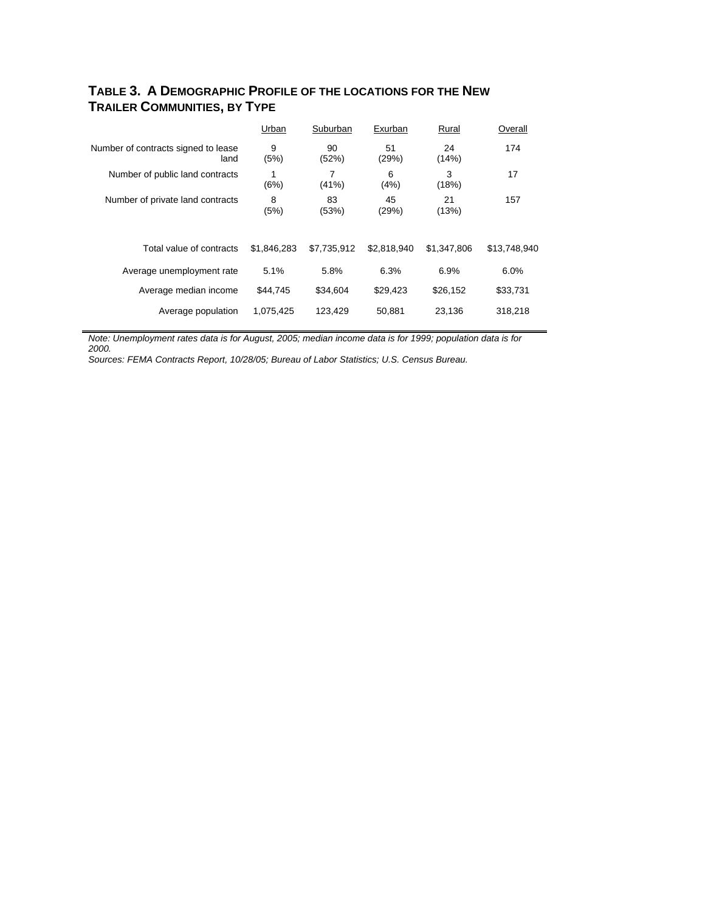### TABLE 3. A DEMOGRAPHIC PROFILE OF THE LOCATIONS FOR THE NEW TRAILER COMMUNITIES, BY TYPE

| | Urban | Suburban | Exurban | Rural | Overall |
|---|---|---|---|---|---|
| Number of contracts signed to lease land | 9 (5%) | 90 (52%) | 51 (29%) | 24 (14%) | 174 |
| Number of public land contracts | 1 (6%) | 7 (41%) | 6 (4%) | 3 (18%) | 17 |
| Number of private land contracts | 8 (5%) | 83 (53%) | 45 (29%) | 21 (13%) | 157 |
| Total value of contracts | $1,846,283 | $7,735,912 | $2,818,940 | $1,347,806 | $13,748,940 |
| Average unemployment rate | 5.1% | 5.8% | 6.3% | 6.9% | 6.0% |
| Average median income | $44,745 | $34,604 | $29,423 | $26,152 | $33,731 |
| Average population | 1,075,425 | 123,429 | 50,881 | 23,136 | 318,218 |

*Note: Unemployment rates data is for August, 2005; median income data is for 1999; population data is for 2000.*

*Sources: FEMA Contracts Report, 10/28/05; Bureau of Labor Statistics; U.S. Census Bureau.*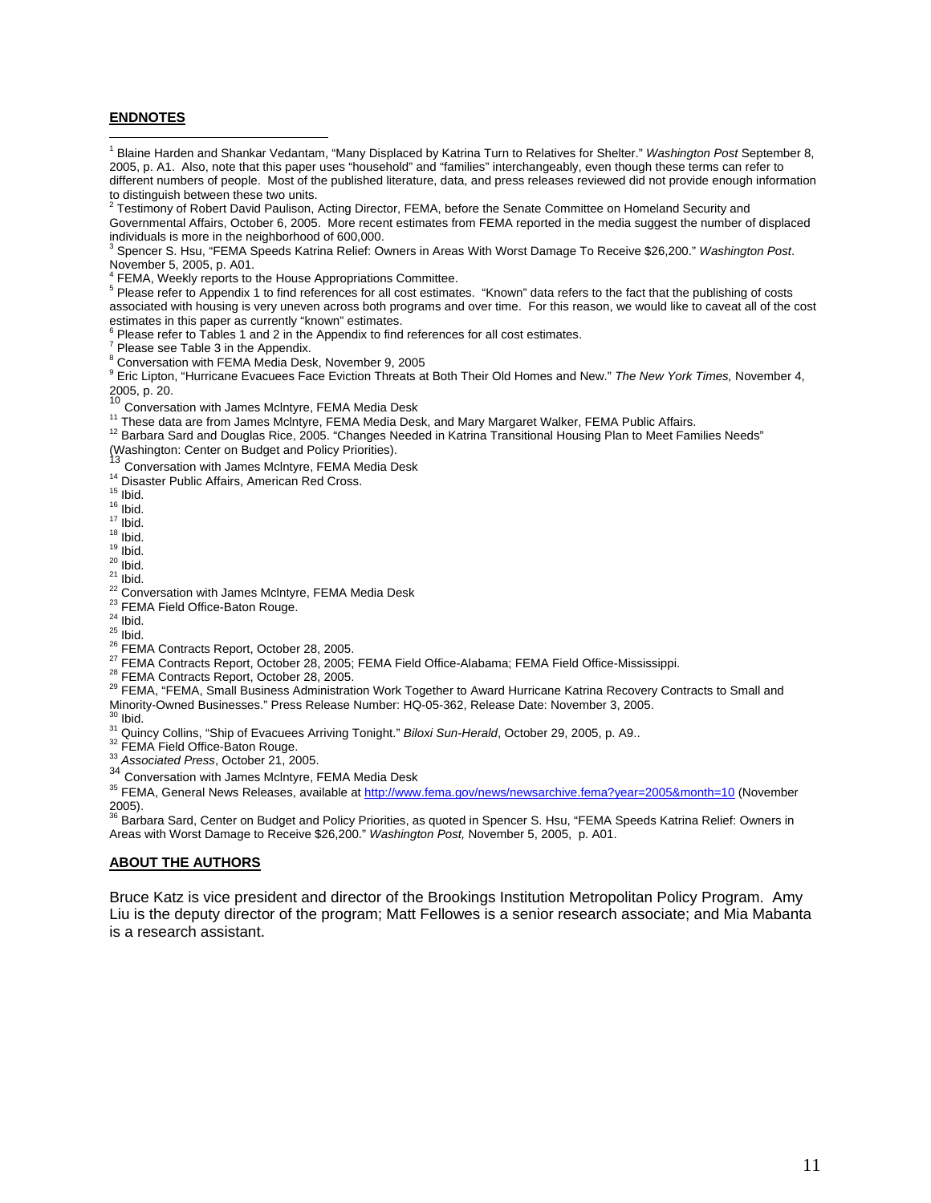## **ENDNOTES**

[1] Blaine Harden and Shankar Vedantam, "Many Displaced by Katrina Turn to Relatives for Shelter." *Washington Post* September 8, 2005, p. A1. Also, note that this paper uses "household" and "families" interchangeably, even though these terms can refer to different numbers of people. Most of the published literature, data, and press releases reviewed did not provide enough information to distinguish between these two units.

[2] Testimony of Robert David Paulison, Acting Director, FEMA, before the Senate Committee on Homeland Security and Governmental Affairs, October 6, 2005. More recent estimates from FEMA reported in the media suggest the number of displaced individuals is more in the neighborhood of 600,000.

[3] Spencer S. Hsu, "FEMA Speeds Katrina Relief: Owners in Areas With Worst Damage To Receive $26,200." *Washington Post*. November 5, 2005, p. A01.

[4] FEMA, Weekly reports to the House Appropriations Committee.

[5] Please refer to Appendix 1 to find references for all cost estimates. "Known" data refers to the fact that the publishing of costs associated with housing is very uneven across both programs and over time. For this reason, we would like to caveat all of the cost estimates in this paper as currently "known" estimates.

[6] Please refer to Tables 1 and 2 in the Appendix to find references for all cost estimates.

[7] Please see Table 3 in the Appendix.

[8] Conversation with FEMA Media Desk, November 9, 2005

[9] Eric Lipton, "Hurricane Evacuees Face Eviction Threats at Both Their Old Homes and New." *The New York Times,* November 4, 2005, p. 20.

[10] Conversation with James McIntyre, FEMA Media Desk

[11] These data are from James McIntyre, FEMA Media Desk, and Mary Margaret Walker, FEMA Public Affairs.

[12] Barbara Sard and Douglas Rice, 2005. "Changes Needed in Katrina Transitional Housing Plan to Meet Families Needs" (Washington: Center on Budget and Policy Priorities).

[13] Conversation with James McIntyre, FEMA Media Desk

[14] Disaster Public Affairs, American Red Cross.

[15] Ibid.

[16] Ibid.

[17] Ibid.

[18] Ibid.

[19] Ibid.

[20] Ibid.

[21] Ibid.

[22] Conversation with James McIntyre, FEMA Media Desk

[23] FEMA Field Office-Baton Rouge.

[24] Ibid.

[25] Ibid.

[26] FEMA Contracts Report, October 28, 2005.

[27] FEMA Contracts Report, October 28, 2005; FEMA Field Office-Alabama; FEMA Field Office-Mississippi.

[28] FEMA Contracts Report, October 28, 2005.

[29] FEMA, "FEMA, Small Business Administration Work Together to Award Hurricane Katrina Recovery Contracts to Small and Minority-Owned Businesses." Press Release Number: HQ-05-362, Release Date: November 3, 2005.

[30] Ibid.

[31] Quincy Collins, "Ship of Evacuees Arriving Tonight." *Biloxi Sun-Herald*, October 29, 2005, p. A9..

[32] FEMA Field Office-Baton Rouge.

[33] *Associated Press*, October 21, 2005.

[34] Conversation with James McIntyre, FEMA Media Desk

[35] FEMA, General News Releases, available at http://www.fema.gov/news/newsarchive.fema?year=2005&month=10 (November 2005).

[36] Barbara Sard, Center on Budget and Policy Priorities, as quoted in Spencer S. Hsu, "FEMA Speeds Katrina Relief: Owners in Areas with Worst Damage to Receive $26,200." *Washington Post,* November 5, 2005, p. A01.

## **ABOUT THE AUTHORS**

Bruce Katz is vice president and director of the Brookings Institution Metropolitan Policy Program. Amy Liu is the deputy director of the program; Matt Fellowes is a senior research associate; and Mia Mabanta is a research assistant.